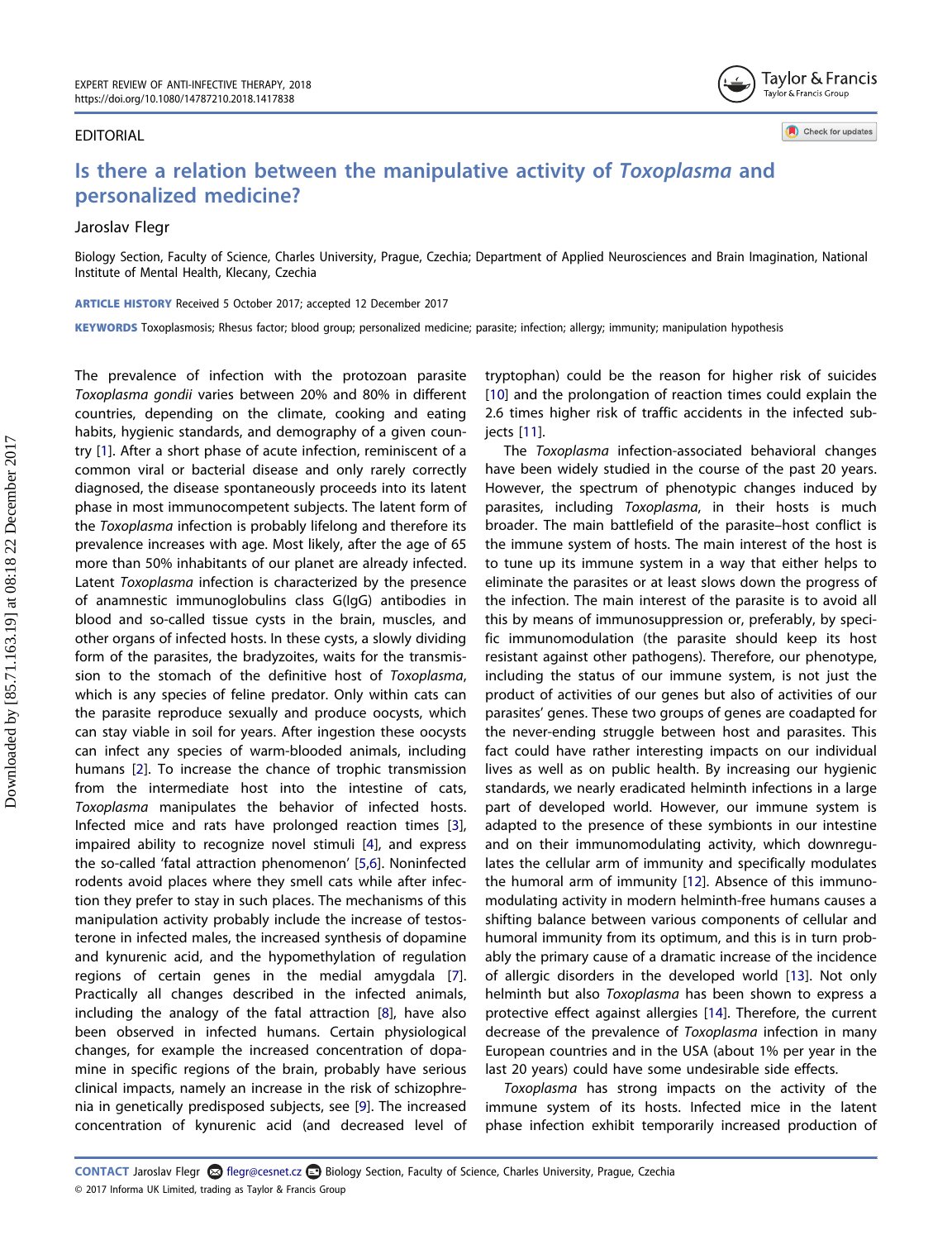EDITORIAL

# Is there a relation between the manipulative activity of *Toxoplasma* and personalized medicine?

Jaroslav Flegr

Biology Section, Faculty of Science, Charles University, Prague, Czechia; Department of Applied Neurosciences and Brain Imagination, National Institute of Mental Health, Klecany, Czechia

**ARTICLE HISTORY** Received 5 October 2017; accepted 12 December 2017

**KEYWORDS** Toxoplasmosis; Rhesus factor; blood group; personalized medicine; parasite; infection; allergy; immunity; manipulation hypothesis

The prevalence of infection with the protozoan parasite *Toxoplasma gondii* varies between 20% and 80% in different countries, depending on the climate, cooking and eating habits, hygienic standards, and demography of a given country [1]. After a short phase of acute infection, reminiscent of a common viral or bacterial disease and only rarely correctly diagnosed, the disease spontaneously proceeds into its latent phase in most immunocompetent subjects. The latent form of the *Toxoplasma* infection is probably lifelong and therefore its prevalence increases with age. Most likely, after the age of 65 more than 50% inhabitants of our planet are already infected. Latent *Toxoplasma* infection is characterized by the presence of anamnestic immunoglobulins class G(IgG) antibodies in blood and so-called tissue cysts in the brain, muscles, and other organs of infected hosts. In these cysts, a slowly dividing form of the parasites, the bradyzoites, waits for the transmission to the stomach of the definitive host of *Toxoplasma*, which is any species of feline predator. Only within cats can the parasite reproduce sexually and produce oocysts, which can stay viable in soil for years. After ingestion these oocysts can infect any species of warm-blooded animals, including humans [2]. To increase the chance of trophic transmission from the intermediate host into the intestine of cats, *Toxoplasma* manipulates the behavior of infected hosts. Infected mice and rats have prolonged reaction times [3], impaired ability to recognize novel stimuli [4], and express the so-called 'fatal attraction phenomenon' [5,6]. Noninfected rodents avoid places where they smell cats while after infection they prefer to stay in such places. The mechanisms of this manipulation activity probably include the increase of testosterone in infected males, the increased synthesis of dopamine and kynurenic acid, and the hypomethylation of regulation regions of certain genes in the medial amygdala [7]. Practically all changes described in the infected animals, including the analogy of the fatal attraction [8], have also been observed in infected humans. Certain physiological changes, for example the increased concentration of dopamine in specific regions of the brain, probably have serious clinical impacts, namely an increase in the risk of schizophrenia in genetically predisposed subjects, see [9]. The increased concentration of kynurenic acid (and decreased level of tryptophan) could be the reason for higher risk of suicides [10] and the prolongation of reaction times could explain the 2.6 times higher risk of traffic accidents in the infected subjects [11].

The *Toxoplasma* infection-associated behavioral changes have been widely studied in the course of the past 20 years. However, the spectrum of phenotypic changes induced by parasites, including *Toxoplasma*, in their hosts is much broader. The main battlefield of the parasite–host conflict is the immune system of hosts. The main interest of the host is to tune up its immune system in a way that either helps to eliminate the parasites or at least slows down the progress of the infection. The main interest of the parasite is to avoid all this by means of immunosuppression or, preferably, by specific immunomodulation (the parasite should keep its host resistant against other pathogens). Therefore, our phenotype, including the status of our immune system, is not just the product of activities of our genes but also of activities of our parasites' genes. These two groups of genes are coadapted for the never-ending struggle between host and parasites. This fact could have rather interesting impacts on our individual lives as well as on public health. By increasing our hygienic standards, we nearly eradicated helminth infections in a large part of developed world. However, our immune system is adapted to the presence of these symbionts in our intestine and on their immunomodulating activity, which downregulates the cellular arm of immunity and specifically modulates the humoral arm of immunity [12]. Absence of this immunomodulating activity in modern helminth-free humans causes a shifting balance between various components of cellular and humoral immunity from its optimum, and this is in turn probably the primary cause of a dramatic increase of the incidence of allergic disorders in the developed world [13]. Not only helminth but also *Toxoplasma* has been shown to express a protective effect against allergies [14]. Therefore, the current decrease of the prevalence of *Toxoplasma* infection in many European countries and in the USA (about 1% per year in the last 20 years) could have some undesirable side effects.

*Toxoplasma* has strong impacts on the activity of the immune system of its hosts. Infected mice in the latent phase infection exhibit temporarily increased production of

**CONTACT** Jaroslav Flegr flegr@cesnet.cz Biology Section, Faculty of Science, Charles University, Prague, Czechia

© 2017 Informa UK Limited, trading as Taylor & Francis Group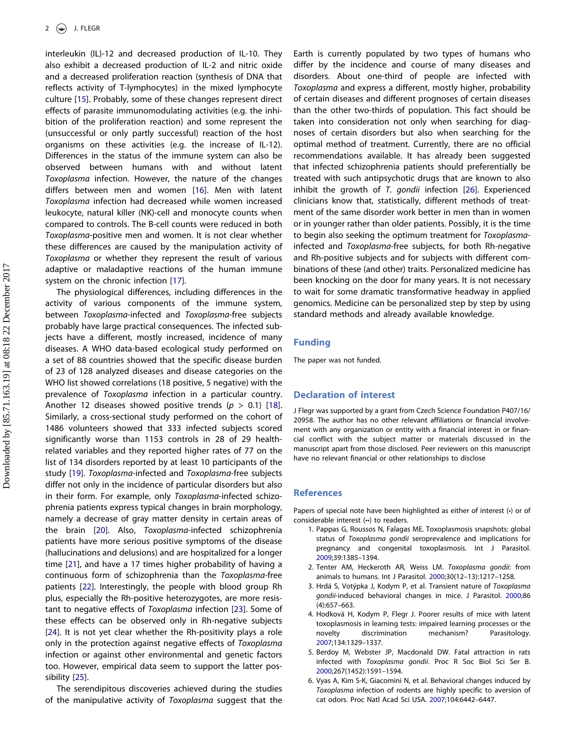interleukin (IL)-12 and decreased production of IL-10. They also exhibit a decreased production of IL-2 and nitric oxide and a decreased proliferation reaction (synthesis of DNA that reflects activity of T-lymphocytes) in the mixed lymphocyte culture [15]. Probably, some of these changes represent direct effects of parasite immunomodulating activities (e.g. the inhibition of the proliferation reaction) and some represent the (unsuccessful or only partly successful) reaction of the host organisms on these activities (e.g. the increase of IL-12). Differences in the status of the immune system can also be observed between humans with and without latent *Toxoplasma* infection. However, the nature of the changes differs between men and women [16]. Men with latent *Toxoplasma* infection had decreased while women increased leukocyte, natural killer (NK)-cell and monocyte counts when compared to controls. The B-cell counts were reduced in both *Toxoplasma*-positive men and women. It is not clear whether these differences are caused by the manipulation activity of *Toxoplasma* or whether they represent the result of various adaptive or maladaptive reactions of the human immune system on the chronic infection [17].

The physiological differences, including differences in the activity of various components of the immune system, between *Toxoplasma*-infected and *Toxoplasma*-free subjects probably have large practical consequences. The infected subjects have a different, mostly increased, incidence of many diseases. A WHO data-based ecological study performed on a set of 88 countries showed that the specific disease burden of 23 of 128 analyzed diseases and disease categories on the WHO list showed correlations (18 positive, 5 negative) with the prevalence of *Toxoplasma* infection in a particular country. Another 12 diseases showed positive trends ($p > 0.1$) [18]. Similarly, a cross-sectional study performed on the cohort of 1486 volunteers showed that 333 infected subjects scored significantly worse than 1153 controls in 28 of 29 health-related variables and they reported higher rates of 77 on the list of 134 disorders reported by at least 10 participants of the study [19]. *Toxoplasma*-infected and *Toxoplasma*-free subjects differ not only in the incidence of particular disorders but also in their form. For example, only *Toxoplasma*-infected schizophrenia patients express typical changes in brain morphology, namely a decrease of gray matter density in certain areas of the brain [20]. Also, *Toxoplasma*-infected schizophrenia patients have more serious positive symptoms of the disease (hallucinations and delusions) and are hospitalized for a longer time [21], and have a 17 times higher probability of having a continuous form of schizophrenia than the *Toxoplasma*-free patients [22]. Interestingly, the people with blood group Rh plus, especially the Rh-positive heterozygotes, are more resistant to negative effects of *Toxoplasma* infection [23]. Some of these effects can be observed only in Rh-negative subjects [24]. It is not yet clear whether the Rh-positivity plays a role only in the protection against negative effects of *Toxoplasma* infection or against other environmental and genetic factors too. However, empirical data seem to support the latter possibility [25].

The serendipitous discoveries achieved during the studies of the manipulative activity of *Toxoplasma* suggest that the Earth is currently populated by two types of humans who differ by the incidence and course of many diseases and disorders. About one-third of people are infected with *Toxoplasma* and express a different, mostly higher, probability of certain diseases and different prognoses of certain diseases than the other two-thirds of population. This fact should be taken into consideration not only when searching for diagnoses of certain disorders but also when searching for the optimal method of treatment. Currently, there are no official recommendations available. It has already been suggested that infected schizophrenia patients should preferentially be treated with such antipsychotic drugs that are known to also inhibit the growth of *T. gondii* infection [26]. Experienced clinicians know that, statistically, different methods of treatment of the same disorder work better in men than in women or in younger rather than older patients. Possibly, it is the time to begin also seeking the optimum treatment for *Toxoplasma*-infected and *Toxoplasma*-free subjects, for both Rh-negative and Rh-positive subjects and for subjects with different combinations of these (and other) traits. Personalized medicine has been knocking on the door for many years. It is not necessary to wait for some dramatic transformative headway in applied genomics. Medicine can be personalized step by step by using standard methods and already available knowledge.

## Funding

The paper was not funded.

## Declaration of interest

J Flegr was supported by a grant from Czech Science Foundation P407/16/20958. The author has no other relevant affiliations or financial involvement with any organization or entity with a financial interest in or financial conflict with the subject matter or materials discussed in the manuscript apart from those disclosed. Peer reviewers on this manuscript have no relevant financial or other relationships to disclose

## References

Papers of special note have been highlighted as either of interest (•) or of considerable interest (••) to readers.

1. Pappas G, Roussos N, Falagas ME. Toxoplasmosis snapshots: global status of *Toxoplasma gondii* seroprevalence and implications for pregnancy and congenital toxoplasmosis. Int J Parasitol. 2009;39:1385–1394.
2. Tenter AM, Heckeroth AR, Weiss LM. *Toxoplasma gondii*: from animals to humans. Int J Parasitol. 2000;30(12–13):1217–1258.
3. Hrdá S, Votýpka J, Kodym P, et al. Transient nature of *Toxoplasma gondii*-induced behavioral changes in mice. J Parasitol. 2000;86 (4):657–663.
4. Hodková H, Kodym P, Flegr J. Poorer results of mice with latent toxoplasmosis in learning tests: impaired learning processes or the novelty discrimination mechanism? Parasitology. 2007;134:1329–1337.
5. Berdoy M, Webster JP, Macdonald DW. Fatal attraction in rats infected with *Toxoplasma gondii*. Proc R Soc Biol Sci Ser B. 2000;267(1452):1591–1594.
6. Vyas A, Kim S-K, Giacomini N, et al. Behavioral changes induced by *Toxoplasma* infection of rodents are highly specific to aversion of cat odors. Proc Natl Acad Sci USA. 2007;104:6442–6447.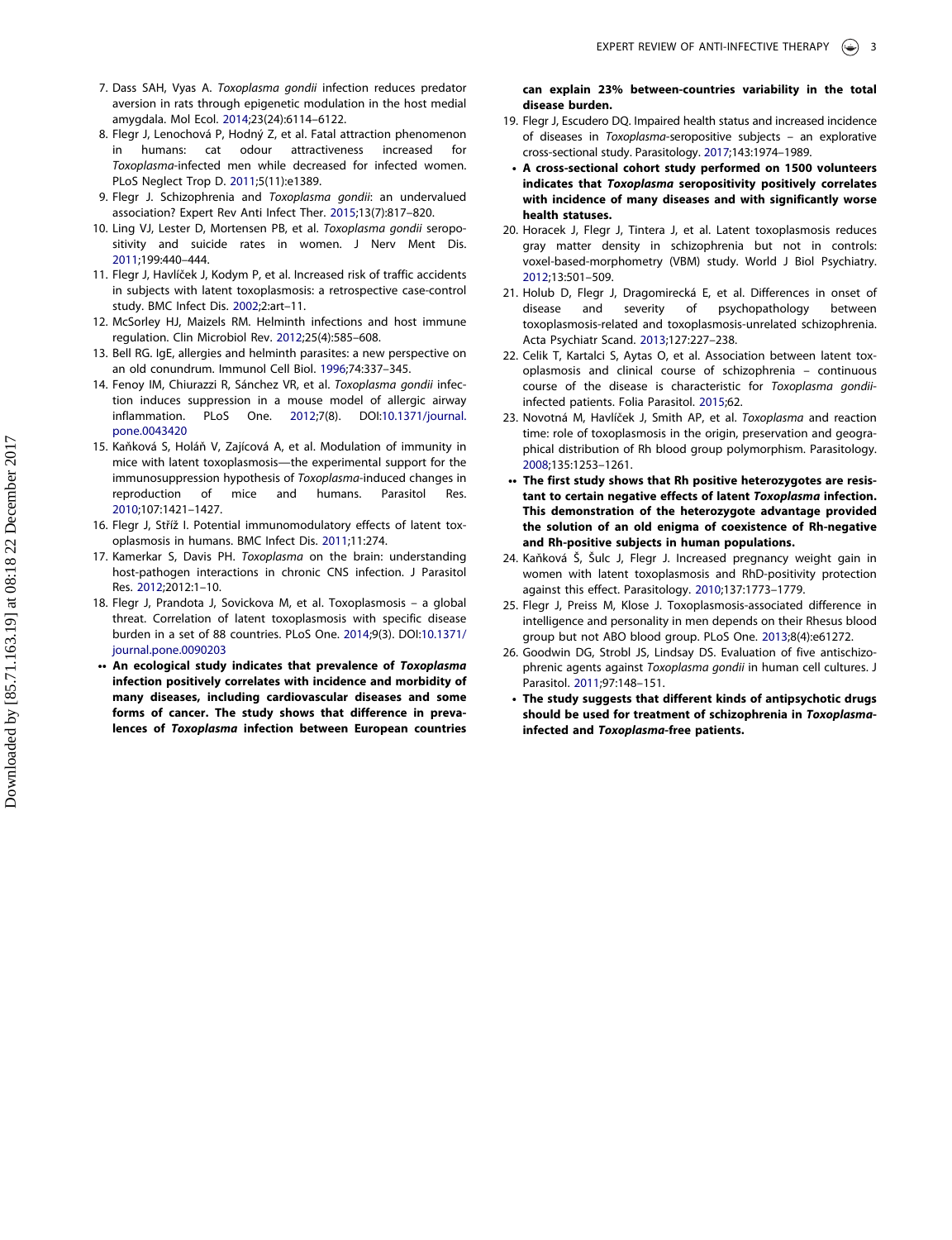7. Dass SAH, Vyas A. *Toxoplasma gondii* infection reduces predator aversion in rats through epigenetic modulation in the host medial amygdala. Mol Ecol. 2014;23(24):6114–6122.
8. Flegr J, Lenochová P, Hodný Z, et al. Fatal attraction phenomenon in humans: cat odour attractiveness increased for *Toxoplasma*-infected men while decreased for infected women. PLoS Neglect Trop D. 2011;5(11):e1389.
9. Flegr J. Schizophrenia and *Toxoplasma gondii*: an undervalued association? Expert Rev Anti Infect Ther. 2015;13(7):817–820.
10. Ling VJ, Lester D, Mortensen PB, et al. *Toxoplasma gondii* seropositivity and suicide rates in women. J Nerv Ment Dis. 2011;199:440–444.
11. Flegr J, Havlíček J, Kodym P, et al. Increased risk of traffic accidents in subjects with latent toxoplasmosis: a retrospective case-control study. BMC Infect Dis. 2002;2:art–11.
12. McSorley HJ, Maizels RM. Helminth infections and host immune regulation. Clin Microbiol Rev. 2012;25(4):585–608.
13. Bell RG. IgE, allergies and helminth parasites: a new perspective on an old conundrum. Immunol Cell Biol. 1996;74:337–345.
14. Fenoy IM, Chiurazzi R, Sánchez VR, et al. *Toxoplasma gondii* infection induces suppression in a mouse model of allergic airway inflammation. PLoS One. 2012;7(8). DOI:10.1371/journal.pone.0043420
15. Kaňková S, Holáň V, Zajícová A, et al. Modulation of immunity in mice with latent toxoplasmosis—the experimental support for the immunosuppression hypothesis of *Toxoplasma*-induced changes in reproduction of mice and humans. Parasitol Res. 2010;107:1421–1427.
16. Flegr J, Stříž I. Potential immunomodulatory effects of latent toxoplasmosis in humans. BMC Infect Dis. 2011;11:274.
17. Kamerkar S, Davis PH. *Toxoplasma* on the brain: understanding host-pathogen interactions in chronic CNS infection. J Parasitol Res. 2012;2012:1–10.
18. Flegr J, Prandota J, Sovickova M, et al. Toxoplasmosis – a global threat. Correlation of latent toxoplasmosis with specific disease burden in a set of 88 countries. PLoS One. 2014;9(3). DOI:10.1371/journal.pone.0090203
    - •• **An ecological study indicates that prevalence of *Toxoplasma* infection positively correlates with incidence and morbidity of many diseases, including cardiovascular diseases and some forms of cancer. The study shows that difference in prevalences of *Toxoplasma* infection between European countries can explain 23% between-countries variability in the total disease burden.**
19. Flegr J, Escudero DQ. Impaired health status and increased incidence of diseases in *Toxoplasma*-seropositive subjects – an explorative cross-sectional study. Parasitology. 2017;143:1974–1989.
    - • **A cross-sectional cohort study performed on 1500 volunteers indicates that *Toxoplasma* seropositivity positively correlates with incidence of many diseases and with significantly worse health statuses.**
20. Horacek J, Flegr J, Tintera J, et al. Latent toxoplasmosis reduces gray matter density in schizophrenia but not in controls: voxel-based-morphometry (VBM) study. World J Biol Psychiatry. 2012;13:501–509.
21. Holub D, Flegr J, Dragomirecká E, et al. Differences in onset of disease and severity of psychopathology between toxoplasmosis-related and toxoplasmosis-unrelated schizophrenia. Acta Psychiatr Scand. 2013;127:227–238.
22. Celik T, Kartalci S, Aytas O, et al. Association between latent toxoplasmosis and clinical course of schizophrenia – continuous course of the disease is characteristic for *Toxoplasma gondii*-infected patients. Folia Parasitol. 2015;62.
23. Novotná M, Havlíček J, Smith AP, et al. *Toxoplasma* and reaction time: role of toxoplasmosis in the origin, preservation and geographical distribution of Rh blood group polymorphism. Parasitology. 2008;135:1253–1261.
    - •• **The first study shows that Rh positive heterozygotes are resistant to certain negative effects of latent *Toxoplasma* infection. This demonstration of the heterozygote advantage provided the solution of an old enigma of coexistence of Rh-negative and Rh-positive subjects in human populations.**
24. Kaňková Š, Šulc J, Flegr J. Increased pregnancy weight gain in women with latent toxoplasmosis and RhD-positivity protection against this effect. Parasitology. 2010;137:1773–1779.
25. Flegr J, Preiss M, Klose J. Toxoplasmosis-associated difference in intelligence and personality in men depends on their Rhesus blood group but not ABO blood group. PLoS One. 2013;8(4):e61272.
26. Goodwin DG, Strobl JS, Lindsay DS. Evaluation of five antischizophrenic agents against *Toxoplasma gondii* in human cell cultures. J Parasitol. 2011;97:148–151.
    - • **The study suggests that different kinds of antipsychotic drugs should be used for treatment of schizophrenia in *Toxoplasma*-infected and *Toxoplasma*-free patients.**